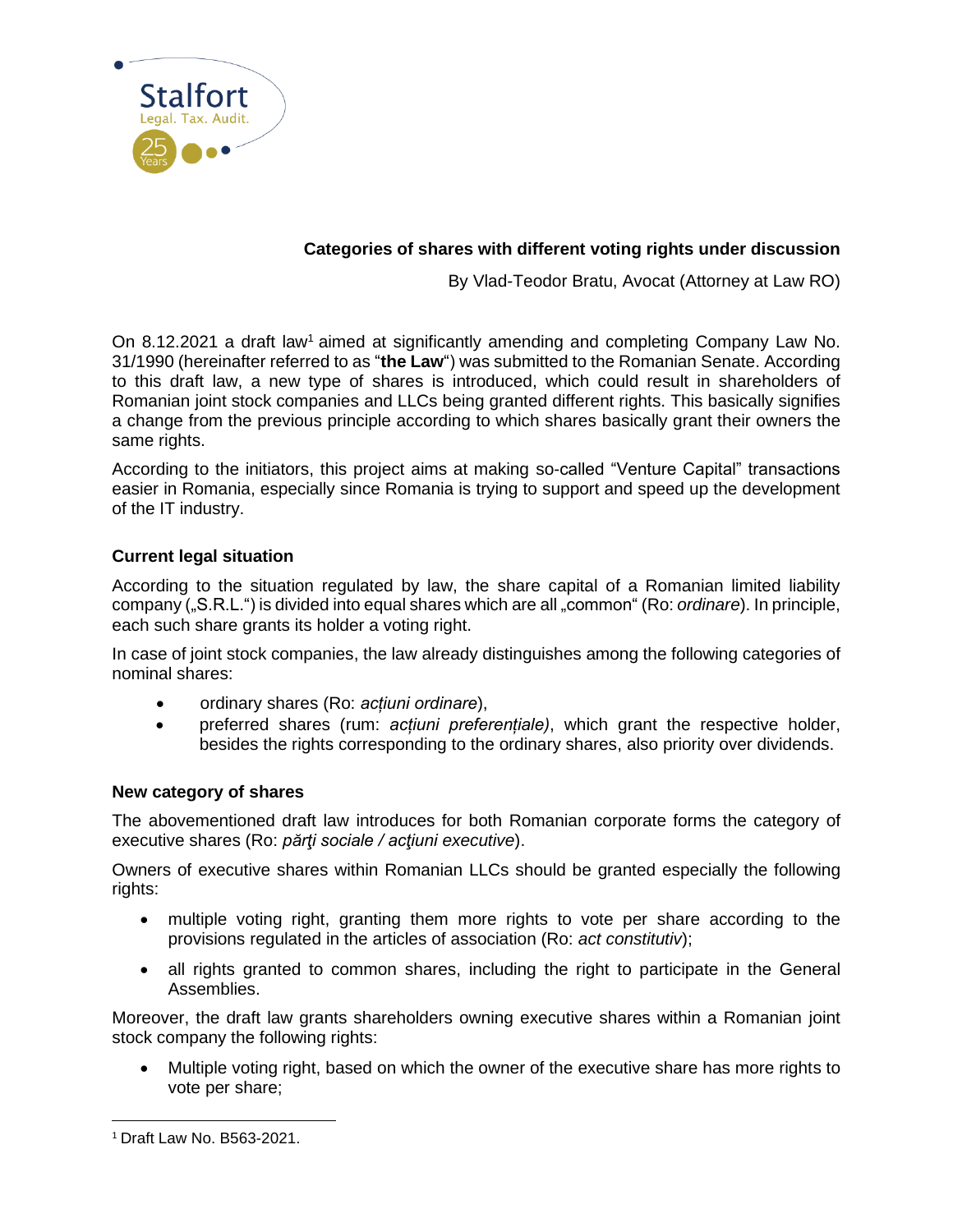## Categories of shares with different voting rights under discussion

By Vlad-Teodor Bratu, Avocat (Attorney at Law RO)

On 8.12.2021 a draft law[1] aimed at significantly amending and completing Company Law No. 31/1990 (hereinafter referred to as "**the Law**") was submitted to the Romanian Senate. According to this draft law, a new type of shares is introduced, which could result in shareholders of Romanian joint stock companies and LLCs being granted different rights. This basically signifies a change from the previous principle according to which shares basically grant their owners the same rights.

According to the initiators, this project aims at making so-called "Venture Capital" transactions easier in Romania, especially since Romania is trying to support and speed up the development of the IT industry.

### Current legal situation

According to the situation regulated by law, the share capital of a Romanian limited liability company („S.R.L.") is divided into equal shares which are all „common" (Ro: *ordinare*). In principle, each such share grants its holder a voting right.

In case of joint stock companies, the law already distinguishes among the following categories of nominal shares:

- ordinary shares (Ro: *acțiuni ordinare*),
- preferred shares (rum: *acțiuni preferențiale)*, which grant the respective holder, besides the rights corresponding to the ordinary shares, also priority over dividends.

### New category of shares

The abovementioned draft law introduces for both Romanian corporate forms the category of executive shares (Ro: *părţi sociale / acţiuni executive*).

Owners of executive shares within Romanian LLCs should be granted especially the following rights:

- multiple voting right, granting them more rights to vote per share according to the provisions regulated in the articles of association (Ro: *act constitutiv*);
- all rights granted to common shares, including the right to participate in the General Assemblies.

Moreover, the draft law grants shareholders owning executive shares within a Romanian joint stock company the following rights:

- Multiple voting right, based on which the owner of the executive share has more rights to vote per share;

[1] Draft Law No. B563-2021.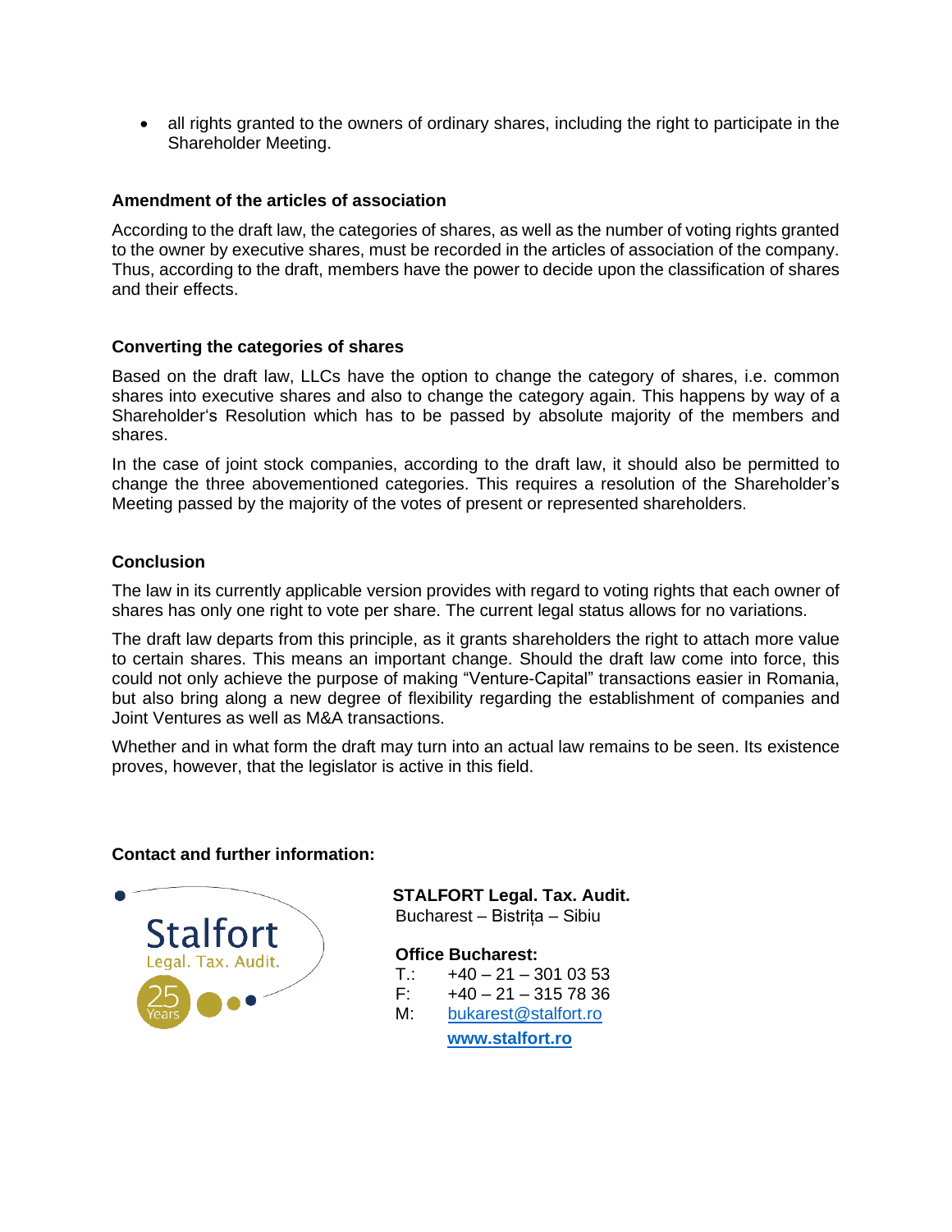- all rights granted to the owners of ordinary shares, including the right to participate in the Shareholder Meeting.

### Amendment of the articles of association

According to the draft law, the categories of shares, as well as the number of voting rights granted to the owner by executive shares, must be recorded in the articles of association of the company. Thus, according to the draft, members have the power to decide upon the classification of shares and their effects.

### Converting the categories of shares

Based on the draft law, LLCs have the option to change the category of shares, i.e. common shares into executive shares and also to change the category again. This happens by way of a Shareholder's Resolution which has to be passed by absolute majority of the members and shares.

In the case of joint stock companies, according to the draft law, it should also be permitted to change the three abovementioned categories. This requires a resolution of the Shareholder's Meeting passed by the majority of the votes of present or represented shareholders.

### Conclusion

The law in its currently applicable version provides with regard to voting rights that each owner of shares has only one right to vote per share. The current legal status allows for no variations.

The draft law departs from this principle, as it grants shareholders the right to attach more value to certain shares. This means an important change. Should the draft law come into force, this could not only achieve the purpose of making "Venture-Capital" transactions easier in Romania, but also bring along a new degree of flexibility regarding the establishment of companies and Joint Ventures as well as M&A transactions.

Whether and in what form the draft may turn into an actual law remains to be seen. Its existence proves, however, that the legislator is active in this field.

**Contact and further information:**

Stalfort
Legal. Tax. Audit.
25 Years

**STALFORT Legal. Tax. Audit.**
Bucharest – Bistrița – Sibiu

**Office Bucharest:**
T.: +40 – 21 – 301 03 53
F: +40 – 21 – 315 78 36
M: bukarest@stalfort.ro
**www.stalfort.ro**